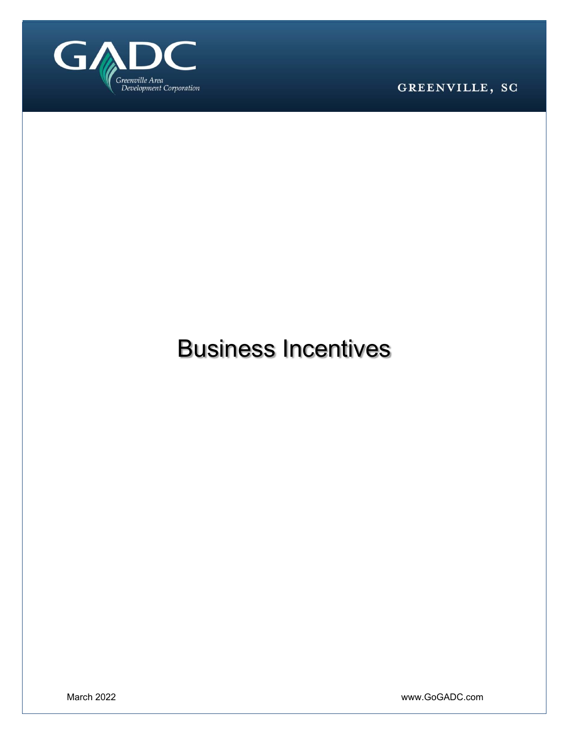GADC

Greenville Area Development Corporation

GREENVILLE, SC

# Business Incentives

March 2022

www.GoGADC.com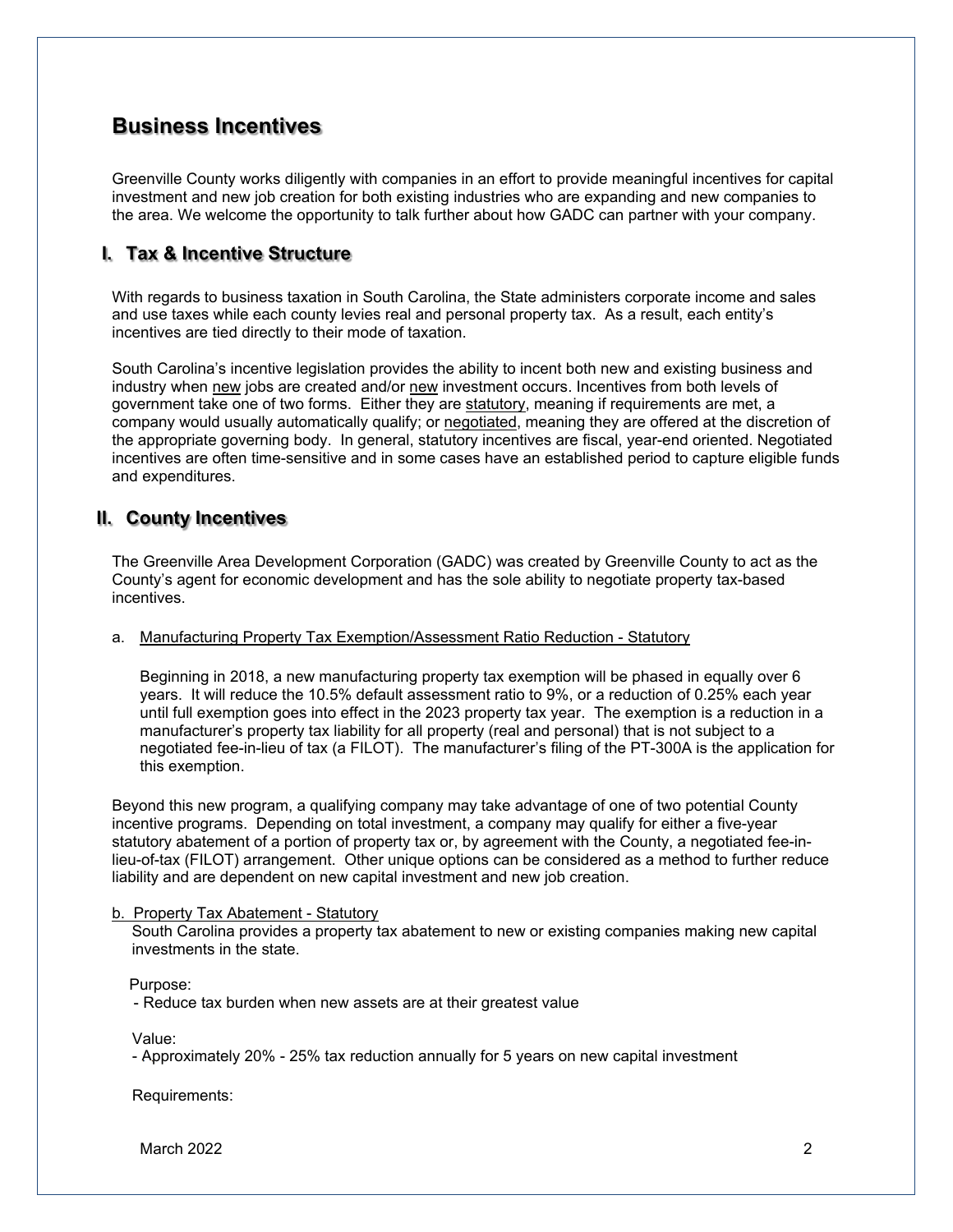# Business Incentives

Greenville County works diligently with companies in an effort to provide meaningful incentives for capital investment and new job creation for both existing industries who are expanding and new companies to the area. We welcome the opportunity to talk further about how GADC can partner with your company.

## I. Tax & Incentive Structure

With regards to business taxation in South Carolina, the State administers corporate income and sales and use taxes while each county levies real and personal property tax. As a result, each entity's incentives are tied directly to their mode of taxation.

South Carolina's incentive legislation provides the ability to incent both new and existing business and industry when <u>new</u> jobs are created and/or <u>new</u> investment occurs. Incentives from both levels of government take one of two forms. Either they are <u>statutory</u>, meaning if requirements are met, a company would usually automatically qualify; or <u>negotiated</u>, meaning they are offered at the discretion of the appropriate governing body. In general, statutory incentives are fiscal, year-end oriented. Negotiated incentives are often time-sensitive and in some cases have an established period to capture eligible funds and expenditures.

## II. County Incentives

The Greenville Area Development Corporation (GADC) was created by Greenville County to act as the County's agent for economic development and has the sole ability to negotiate property tax-based incentives.

a. <u>Manufacturing Property Tax Exemption/Assessment Ratio Reduction - Statutory</u>

Beginning in 2018, a new manufacturing property tax exemption will be phased in equally over 6 years. It will reduce the 10.5% default assessment ratio to 9%, or a reduction of 0.25% each year until full exemption goes into effect in the 2023 property tax year. The exemption is a reduction in a manufacturer's property tax liability for all property (real and personal) that is not subject to a negotiated fee-in-lieu of tax (a FILOT). The manufacturer's filing of the PT-300A is the application for this exemption.

Beyond this new program, a qualifying company may take advantage of one of two potential County incentive programs. Depending on total investment, a company may qualify for either a five-year statutory abatement of a portion of property tax or, by agreement with the County, a negotiated fee-in-lieu-of-tax (FILOT) arrangement. Other unique options can be considered as a method to further reduce liability and are dependent on new capital investment and new job creation.

b. <u>Property Tax Abatement - Statutory</u>

South Carolina provides a property tax abatement to new or existing companies making new capital investments in the state.

Purpose:
- Reduce tax burden when new assets are at their greatest value

Value:
- Approximately 20% - 25% tax reduction annually for 5 years on new capital investment

Requirements: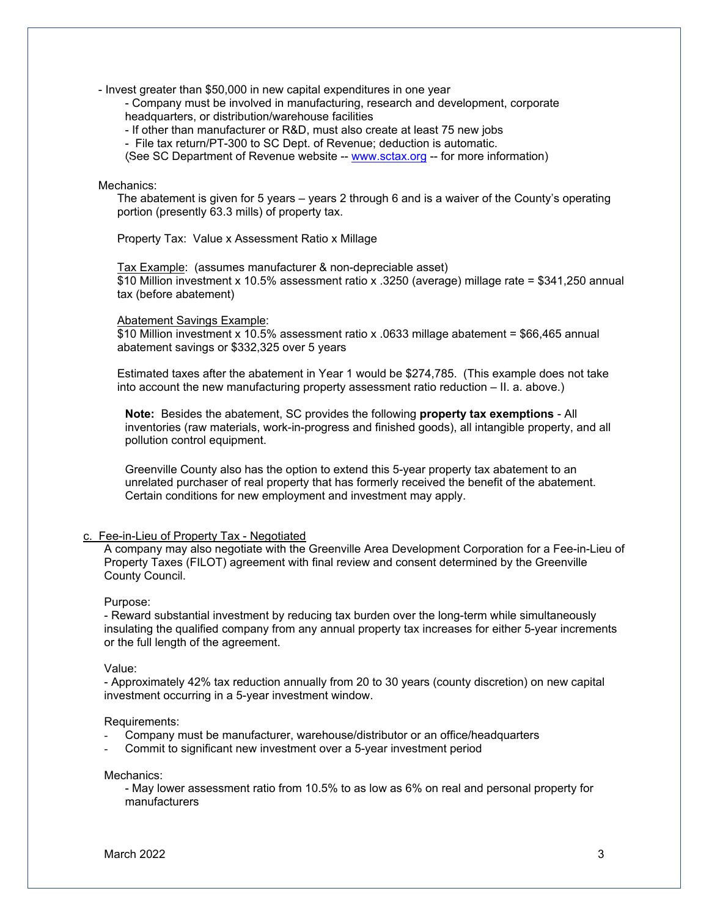- Invest greater than $50,000 in new capital expenditures in one year
    - Company must be involved in manufacturing, research and development, corporate headquarters, or distribution/warehouse facilities
    - If other than manufacturer or R&D, must also create at least 75 new jobs
    - File tax return/PT-300 to SC Dept. of Revenue; deduction is automatic.

    (See SC Department of Revenue website -- www.sctax.org -- for more information)

Mechanics:

The abatement is given for 5 years – years 2 through 6 and is a waiver of the County's operating portion (presently 63.3 mills) of property tax.

Property Tax: Value x Assessment Ratio x Millage

Tax Example: (assumes manufacturer & non-depreciable asset)
$10 Million investment x 10.5% assessment ratio x .3250 (average) millage rate = $341,250 annual tax (before abatement)

Abatement Savings Example:
$10 Million investment x 10.5% assessment ratio x .0633 millage abatement = $66,465 annual abatement savings or $332,325 over 5 years

Estimated taxes after the abatement in Year 1 would be $274,785. (This example does not take into account the new manufacturing property assessment ratio reduction – II. a. above.)

**Note:** Besides the abatement, SC provides the following **property tax exemptions** - All inventories (raw materials, work-in-progress and finished goods), all intangible property, and all pollution control equipment.

Greenville County also has the option to extend this 5-year property tax abatement to an unrelated purchaser of real property that has formerly received the benefit of the abatement. Certain conditions for new employment and investment may apply.

c. Fee-in-Lieu of Property Tax - Negotiated

A company may also negotiate with the Greenville Area Development Corporation for a Fee-in-Lieu of Property Taxes (FILOT) agreement with final review and consent determined by the Greenville County Council.

Purpose:

- Reward substantial investment by reducing tax burden over the long-term while simultaneously insulating the qualified company from any annual property tax increases for either 5-year increments or the full length of the agreement.

Value:

- Approximately 42% tax reduction annually from 20 to 30 years (county discretion) on new capital investment occurring in a 5-year investment window.

Requirements:

- Company must be manufacturer, warehouse/distributor or an office/headquarters
- Commit to significant new investment over a 5-year investment period

Mechanics:

- May lower assessment ratio from 10.5% to as low as 6% on real and personal property for manufacturers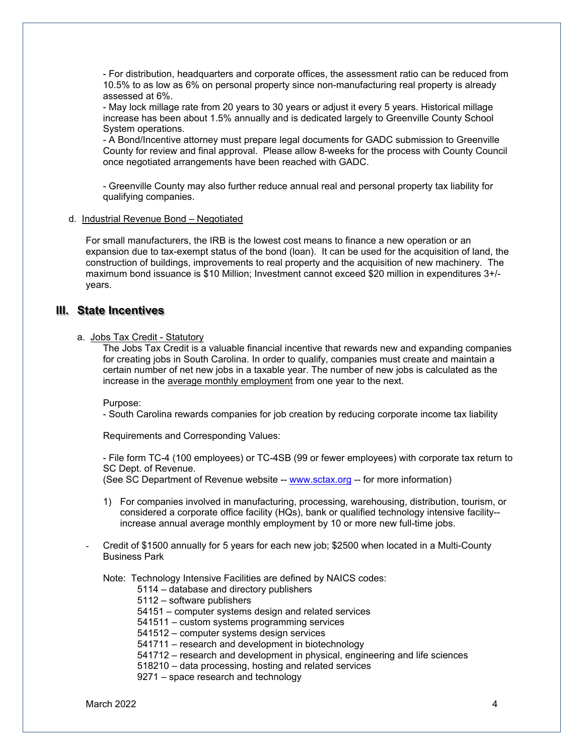- For distribution, headquarters and corporate offices, the assessment ratio can be reduced from 10.5% to as low as 6% on personal property since non-manufacturing real property is already assessed at 6%.
- May lock millage rate from 20 years to 30 years or adjust it every 5 years. Historical millage increase has been about 1.5% annually and is dedicated largely to Greenville County School System operations.
- A Bond/Incentive attorney must prepare legal documents for GADC submission to Greenville County for review and final approval. Please allow 8-weeks for the process with County Council once negotiated arrangements have been reached with GADC.

- Greenville County may also further reduce annual real and personal property tax liability for qualifying companies.

d. Industrial Revenue Bond – Negotiated

For small manufacturers, the IRB is the lowest cost means to finance a new operation or an expansion due to tax-exempt status of the bond (loan). It can be used for the acquisition of land, the construction of buildings, improvements to real property and the acquisition of new machinery. The maximum bond issuance is $10 Million; Investment cannot exceed $20 million in expenditures 3+/- years.

## III. State Incentives

a. Jobs Tax Credit - Statutory

The Jobs Tax Credit is a valuable financial incentive that rewards new and expanding companies for creating jobs in South Carolina. In order to qualify, companies must create and maintain a certain number of net new jobs in a taxable year. The number of new jobs is calculated as the increase in the average monthly employment from one year to the next.

Purpose:
- South Carolina rewards companies for job creation by reducing corporate income tax liability

Requirements and Corresponding Values:

- File form TC-4 (100 employees) or TC-4SB (99 or fewer employees) with corporate tax return to SC Dept. of Revenue.
(See SC Department of Revenue website -- www.sctax.org -- for more information)

1) For companies involved in manufacturing, processing, warehousing, distribution, tourism, or considered a corporate office facility (HQs), bank or qualified technology intensive facility--increase annual average monthly employment by 10 or more new full-time jobs.

- Credit of $1500 annually for 5 years for each new job; $2500 when located in a Multi-County Business Park

Note: Technology Intensive Facilities are defined by NAICS codes:
- 5114 – database and directory publishers
- 5112 – software publishers
- 54151 – computer systems design and related services
- 541511 – custom systems programming services
- 541512 – computer systems design services
- 541711 – research and development in biotechnology
- 541712 – research and development in physical, engineering and life sciences
- 518210 – data processing, hosting and related services
- 9271 – space research and technology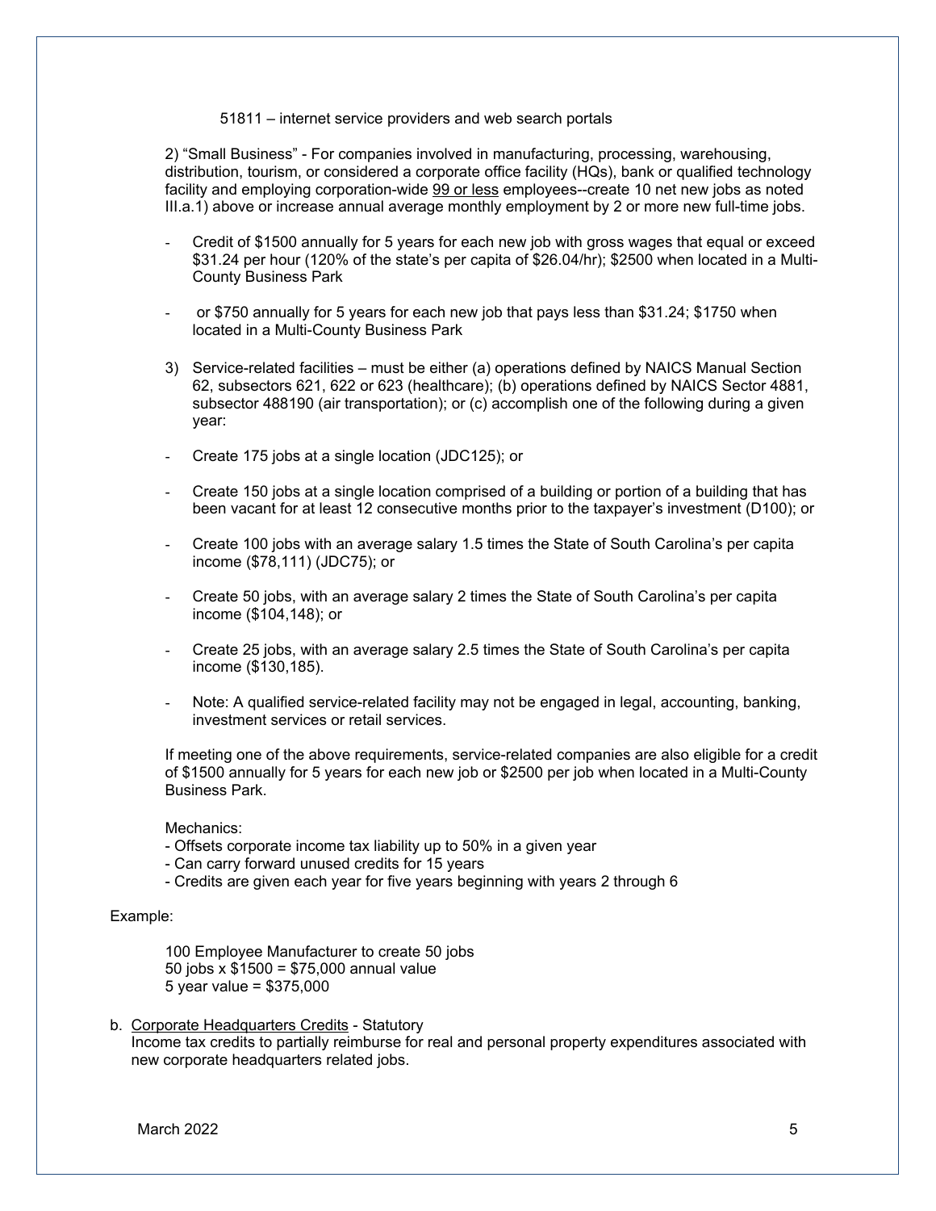51811 – internet service providers and web search portals

2) “Small Business” - For companies involved in manufacturing, processing, warehousing, distribution, tourism, or considered a corporate office facility (HQs), bank or qualified technology facility and employing corporation-wide <u>99 or less</u> employees--create 10 net new jobs as noted III.a.1) above or increase annual average monthly employment by 2 or more new full-time jobs.

- Credit of $1500 annually for 5 years for each new job with gross wages that equal or exceed $31.24 per hour (120% of the state’s per capita of $26.04/hr); $2500 when located in a Multi-County Business Park
- or $750 annually for 5 years for each new job that pays less than $31.24; $1750 when located in a Multi-County Business Park

3) Service-related facilities – must be either (a) operations defined by NAICS Manual Section 62, subsectors 621, 622 or 623 (healthcare); (b) operations defined by NAICS Sector 4881, subsector 488190 (air transportation); or (c) accomplish one of the following during a given year:

- Create 175 jobs at a single location (JDC125); or
- Create 150 jobs at a single location comprised of a building or portion of a building that has been vacant for at least 12 consecutive months prior to the taxpayer’s investment (D100); or
- Create 100 jobs with an average salary 1.5 times the State of South Carolina’s per capita income ($78,111) (JDC75); or
- Create 50 jobs, with an average salary 2 times the State of South Carolina’s per capita income ($104,148); or
- Create 25 jobs, with an average salary 2.5 times the State of South Carolina’s per capita income ($130,185).
- Note: A qualified service-related facility may not be engaged in legal, accounting, banking, investment services or retail services.

If meeting one of the above requirements, service-related companies are also eligible for a credit of $1500 annually for 5 years for each new job or $2500 per job when located in a Multi-County Business Park.

Mechanics:
- Offsets corporate income tax liability up to 50% in a given year
- Can carry forward unused credits for 15 years
- Credits are given each year for five years beginning with years 2 through 6

Example:

100 Employee Manufacturer to create 50 jobs
50 jobs x $1500 = $75,000 annual value
5 year value = $375,000

b. <u>Corporate Headquarters Credits</u> - Statutory
Income tax credits to partially reimburse for real and personal property expenditures associated with new corporate headquarters related jobs.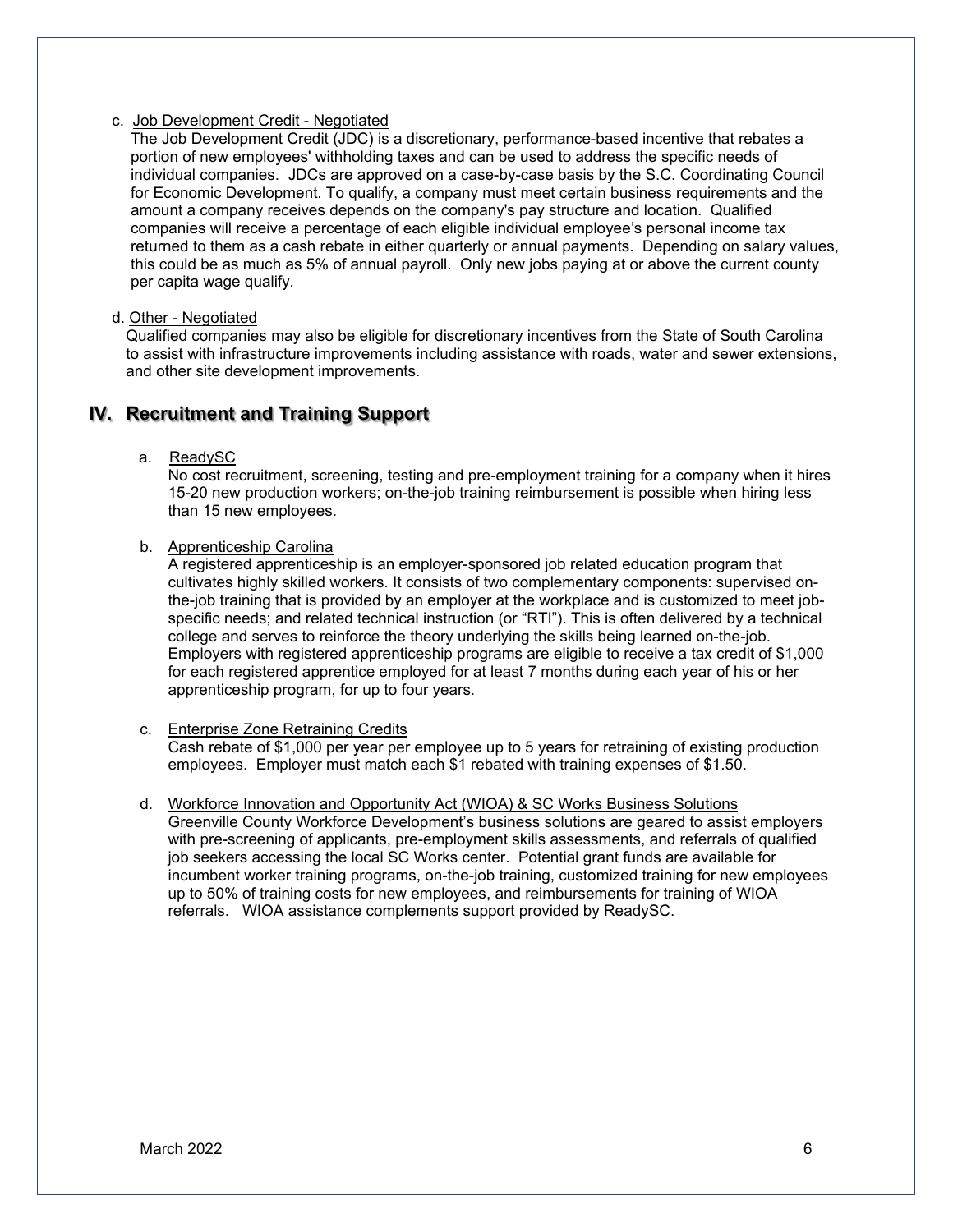c. Job Development Credit - Negotiated

The Job Development Credit (JDC) is a discretionary, performance-based incentive that rebates a portion of new employees' withholding taxes and can be used to address the specific needs of individual companies. JDCs are approved on a case-by-case basis by the S.C. Coordinating Council for Economic Development. To qualify, a company must meet certain business requirements and the amount a company receives depends on the company's pay structure and location. Qualified companies will receive a percentage of each eligible individual employee's personal income tax returned to them as a cash rebate in either quarterly or annual payments. Depending on salary values, this could be as much as 5% of annual payroll. Only new jobs paying at or above the current county per capita wage qualify.

d. Other - Negotiated

Qualified companies may also be eligible for discretionary incentives from the State of South Carolina to assist with infrastructure improvements including assistance with roads, water and sewer extensions, and other site development improvements.

## IV. Recruitment and Training Support

a. ReadySC

No cost recruitment, screening, testing and pre-employment training for a company when it hires 15-20 new production workers; on-the-job training reimbursement is possible when hiring less than 15 new employees.

b. Apprenticeship Carolina

A registered apprenticeship is an employer-sponsored job related education program that cultivates highly skilled workers. It consists of two complementary components: supervised on-the-job training that is provided by an employer at the workplace and is customized to meet job-specific needs; and related technical instruction (or "RTI"). This is often delivered by a technical college and serves to reinforce the theory underlying the skills being learned on-the-job. Employers with registered apprenticeship programs are eligible to receive a tax credit of $1,000 for each registered apprentice employed for at least 7 months during each year of his or her apprenticeship program, for up to four years.

c. Enterprise Zone Retraining Credits

Cash rebate of $1,000 per year per employee up to 5 years for retraining of existing production employees. Employer must match each $1 rebated with training expenses of $1.50.

d. Workforce Innovation and Opportunity Act (WIOA) & SC Works Business Solutions

Greenville County Workforce Development's business solutions are geared to assist employers with pre-screening of applicants, pre-employment skills assessments, and referrals of qualified job seekers accessing the local SC Works center. Potential grant funds are available for incumbent worker training programs, on-the-job training, customized training for new employees up to 50% of training costs for new employees, and reimbursements for training of WIOA referrals. WIOA assistance complements support provided by ReadySC.